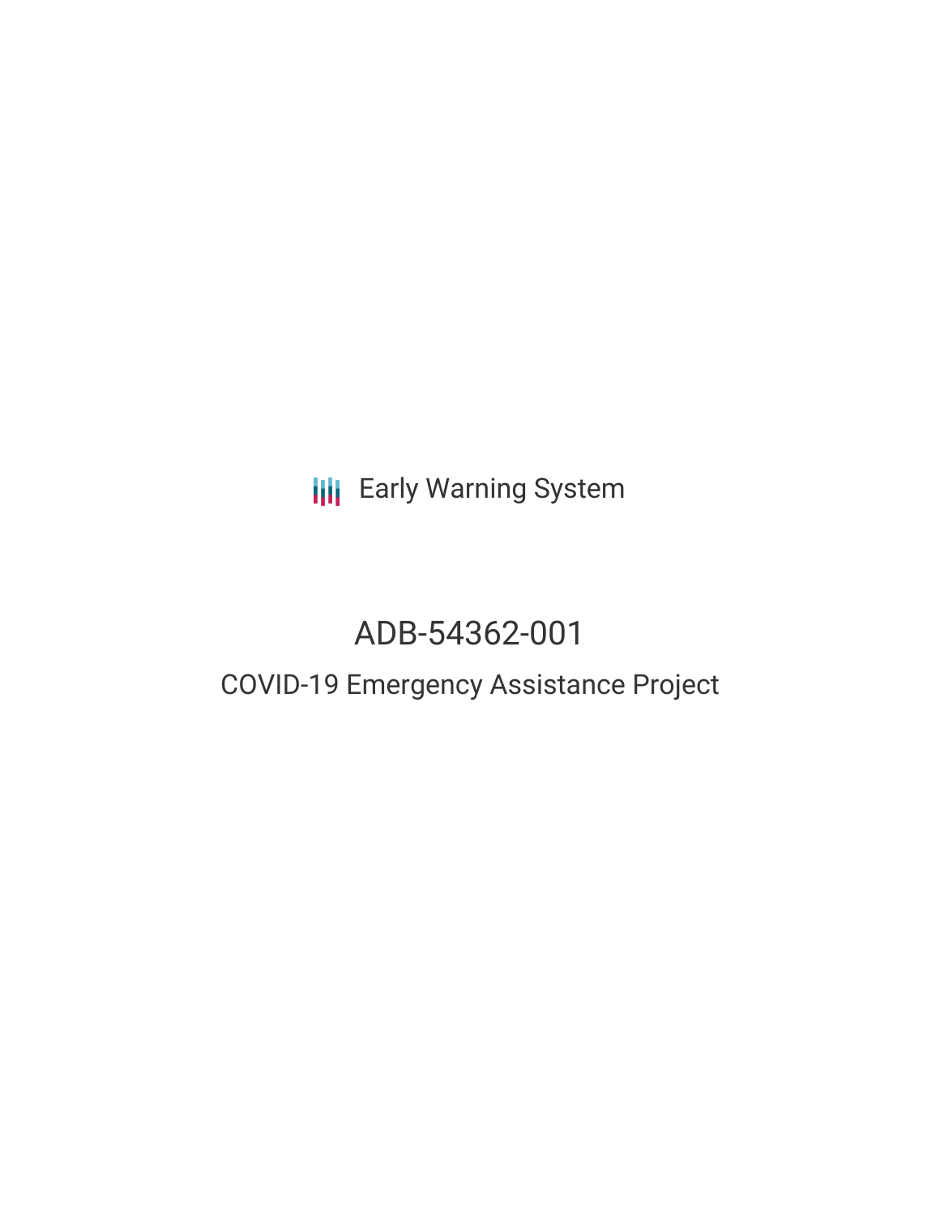Early Warning System

# ADB-54362-001

## COVID-19 Emergency Assistance Project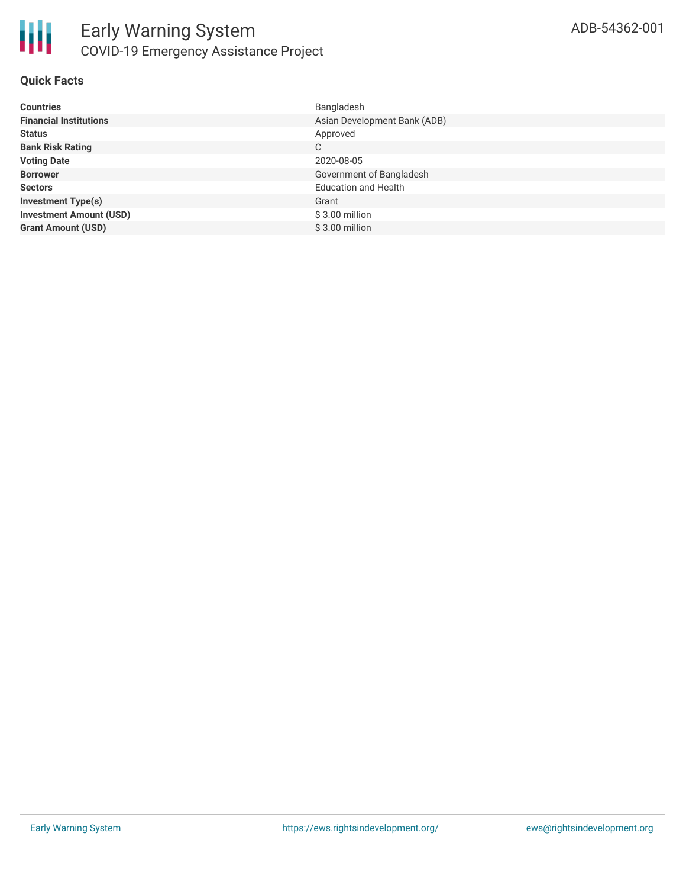# Early Warning System

## COVID-19 Emergency Assistance Project

ADB-54362-001

### Quick Facts

| | |
|---|---|
| **Countries** | Bangladesh |
| **Financial Institutions** | Asian Development Bank (ADB) |
| **Status** | Approved |
| **Bank Risk Rating** | C |
| **Voting Date** | 2020-08-05 |
| **Borrower** | Government of Bangladesh |
| **Sectors** | Education and Health |
| **Investment Type(s)** | Grant |
| **Investment Amount (USD)** | $ 3.00 million |
| **Grant Amount (USD)** | $ 3.00 million |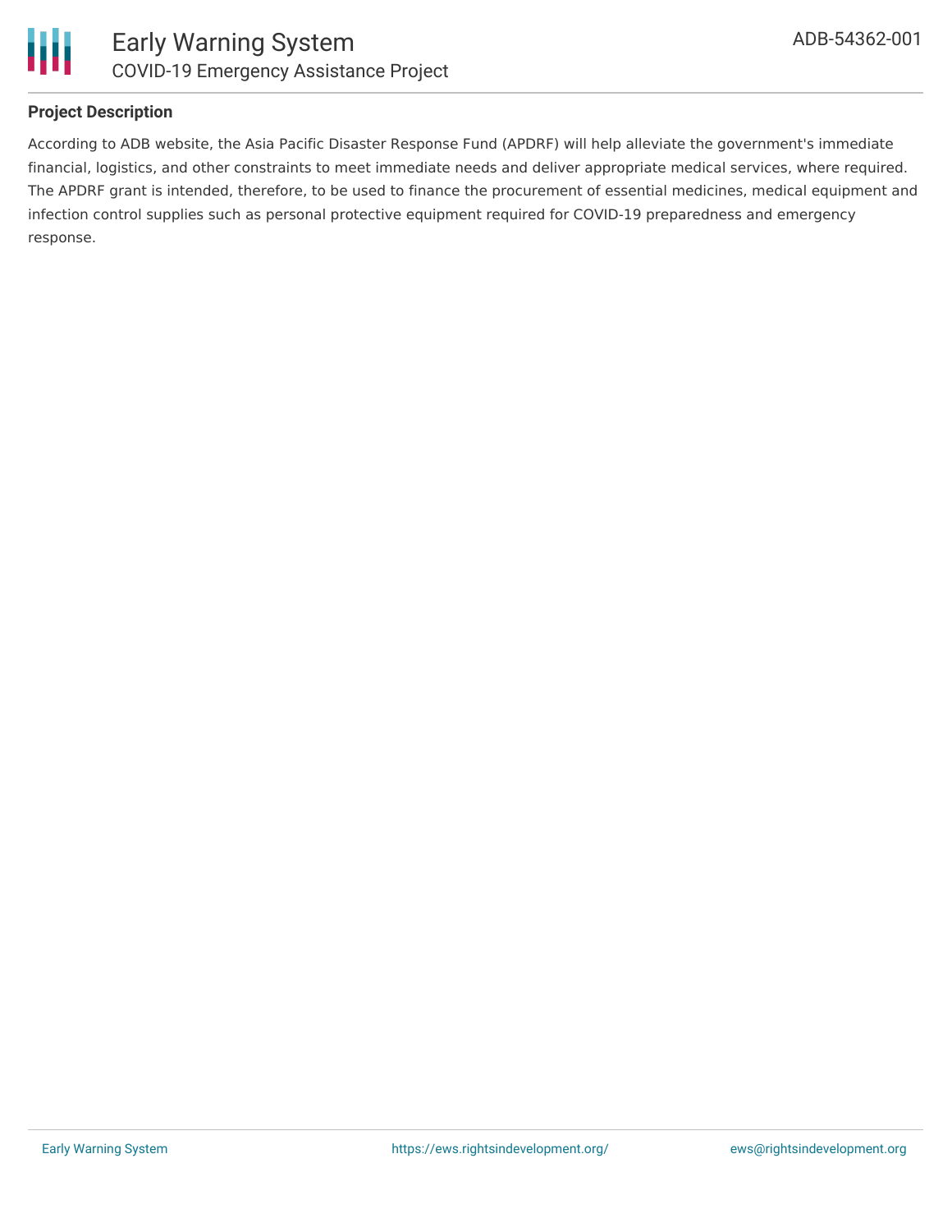## Project Description

According to ADB website, the Asia Pacific Disaster Response Fund (APDRF) will help alleviate the government's immediate financial, logistics, and other constraints to meet immediate needs and deliver appropriate medical services, where required. The APDRF grant is intended, therefore, to be used to finance the procurement of essential medicines, medical equipment and infection control supplies such as personal protective equipment required for COVID-19 preparedness and emergency response.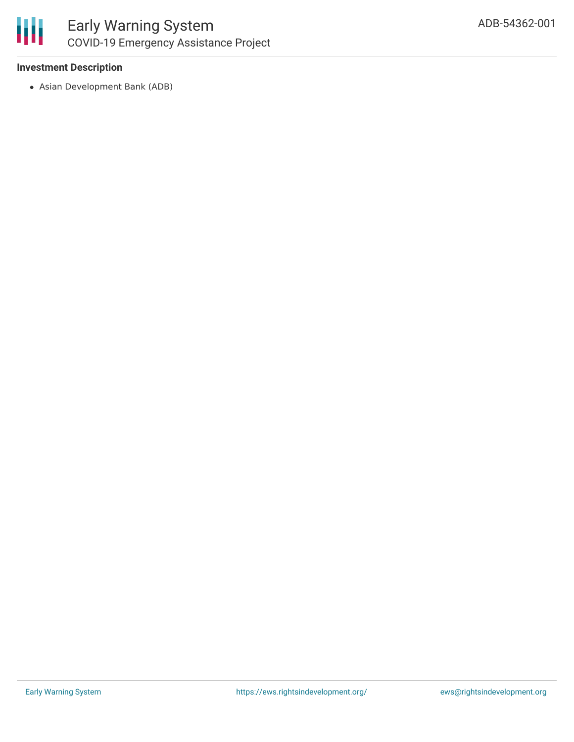### Investment Description

- Asian Development Bank (ADB)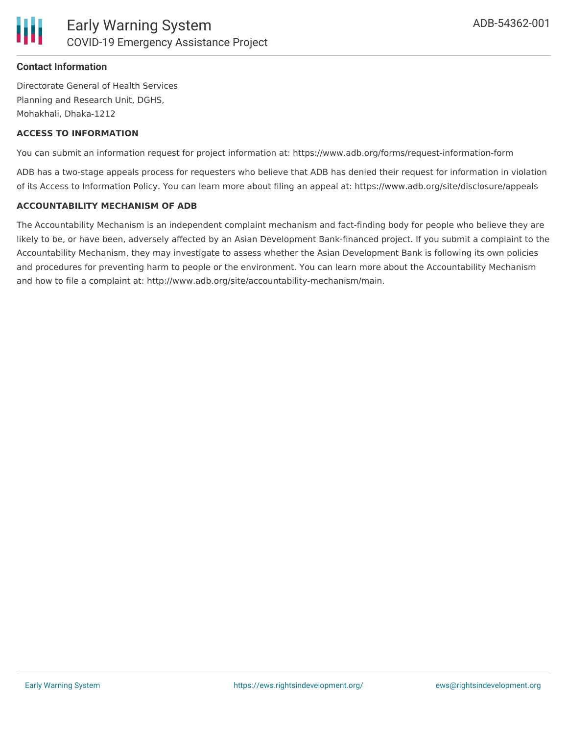**Contact Information**

Directorate General of Health Services
Planning and Research Unit, DGHS,
Mohakhali, Dhaka-1212

**ACCESS TO INFORMATION**

You can submit an information request for project information at: https://www.adb.org/forms/request-information-form

ADB has a two-stage appeals process for requesters who believe that ADB has denied their request for information in violation of its Access to Information Policy. You can learn more about filing an appeal at: https://www.adb.org/site/disclosure/appeals

**ACCOUNTABILITY MECHANISM OF ADB**

The Accountability Mechanism is an independent complaint mechanism and fact-finding body for people who believe they are likely to be, or have been, adversely affected by an Asian Development Bank-financed project. If you submit a complaint to the Accountability Mechanism, they may investigate to assess whether the Asian Development Bank is following its own policies and procedures for preventing harm to people or the environment. You can learn more about the Accountability Mechanism and how to file a complaint at: http://www.adb.org/site/accountability-mechanism/main.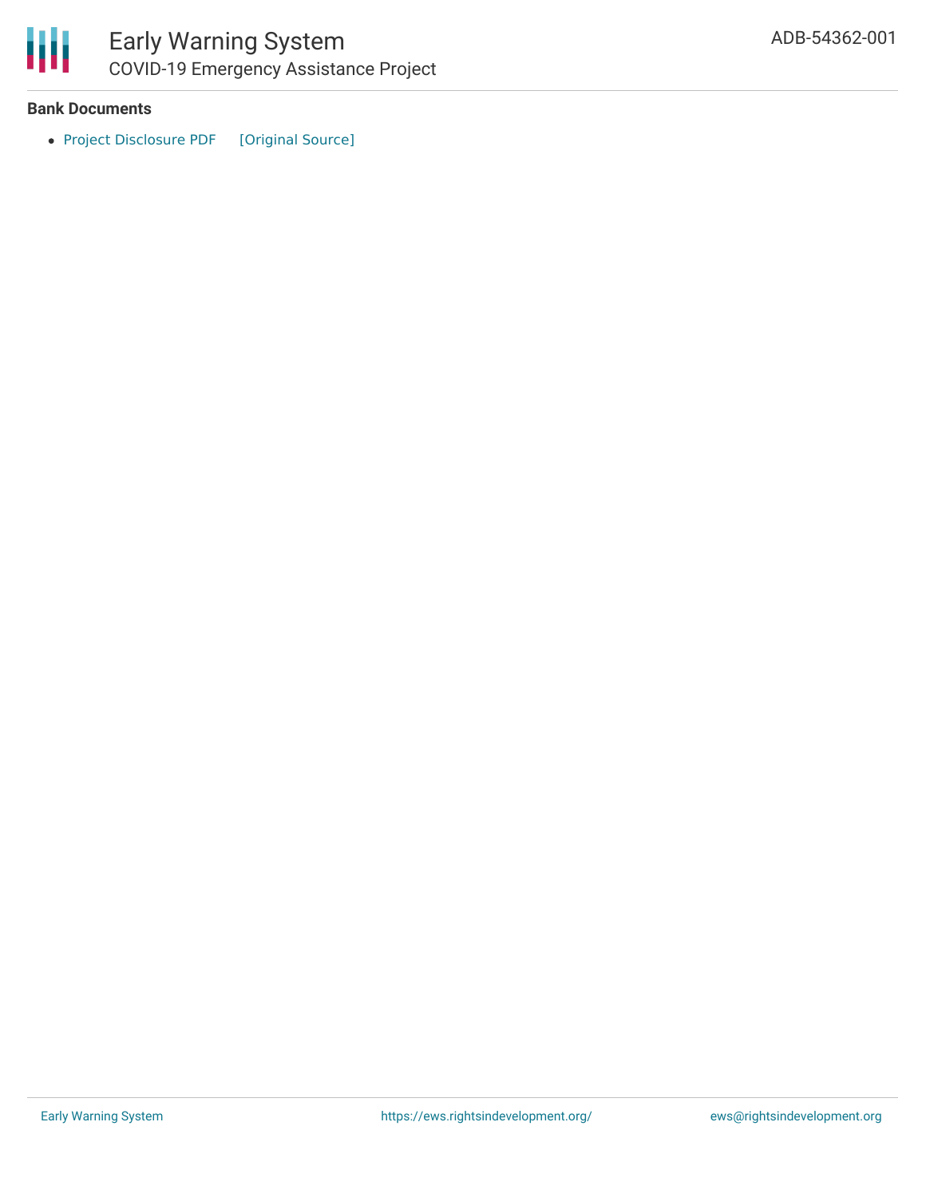**Bank Documents**

- Project Disclosure PDF [Original Source]